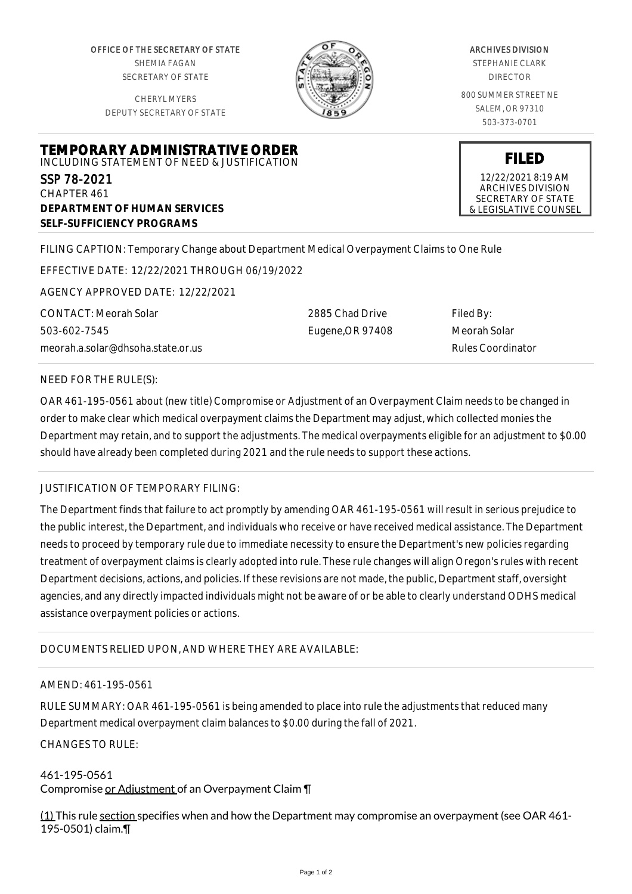OFFICE OF THE SECRETARY OF STATE
SHEMIA FAGAN
SECRETARY OF STATE

CHERYL MYERS
DEPUTY SECRETARY OF STATE

ARCHIVES DIVISION
STEPHANIE CLARK
DIRECTOR

800 SUMMER STREET NE
SALEM, OR 97310
503-373-0701

# TEMPORARY ADMINISTRATIVE ORDER

INCLUDING STATEMENT OF NEED & JUSTIFICATION

**FILED**
12/22/2021 8:19 AM
ARCHIVES DIVISION
SECRETARY OF STATE
& LEGISLATIVE COUNSEL

SSP 78-2021
CHAPTER 461
**DEPARTMENT OF HUMAN SERVICES**
**SELF-SUFFICIENCY PROGRAMS**

FILING CAPTION: Temporary Change about Department Medical Overpayment Claims to One Rule

EFFECTIVE DATE: 12/22/2021 THROUGH 06/19/2022

AGENCY APPROVED DATE: 12/22/2021

CONTACT: Meorah Solar
503-602-7545
meorah.a.solar@dhsoha.state.or.us

2885 Chad Drive
Eugene,OR 97408

Filed By:
Meorah Solar
Rules Coordinator

NEED FOR THE RULE(S):

OAR 461-195-0561 about (new title) Compromise or Adjustment of an Overpayment Claim needs to be changed in order to make clear which medical overpayment claims the Department may adjust, which collected monies the Department may retain, and to support the adjustments. The medical overpayments eligible for an adjustment to $0.00 should have already been completed during 2021 and the rule needs to support these actions.

JUSTIFICATION OF TEMPORARY FILING:

The Department finds that failure to act promptly by amending OAR 461-195-0561 will result in serious prejudice to the public interest, the Department, and individuals who receive or have received medical assistance. The Department needs to proceed by temporary rule due to immediate necessity to ensure the Department's new policies regarding treatment of overpayment claims is clearly adopted into rule. These rule changes will align Oregon's rules with recent Department decisions, actions, and policies. If these revisions are not made, the public, Department staff, oversight agencies, and any directly impacted individuals might not be aware of or be able to clearly understand ODHS medical assistance overpayment policies or actions.

DOCUMENTS RELIED UPON, AND WHERE THEY ARE AVAILABLE:

AMEND: 461-195-0561

RULE SUMMARY: OAR 461-195-0561 is being amended to place into rule the adjustments that reduced many Department medical overpayment claim balances to $0.00 during the fall of 2021.

CHANGES TO RULE:

461-195-0561
Compromise or Adjustment of an Overpayment Claim ¶

(1) This rule section specifies when and how the Department may compromise an overpayment (see OAR 461-195-0501) claim.¶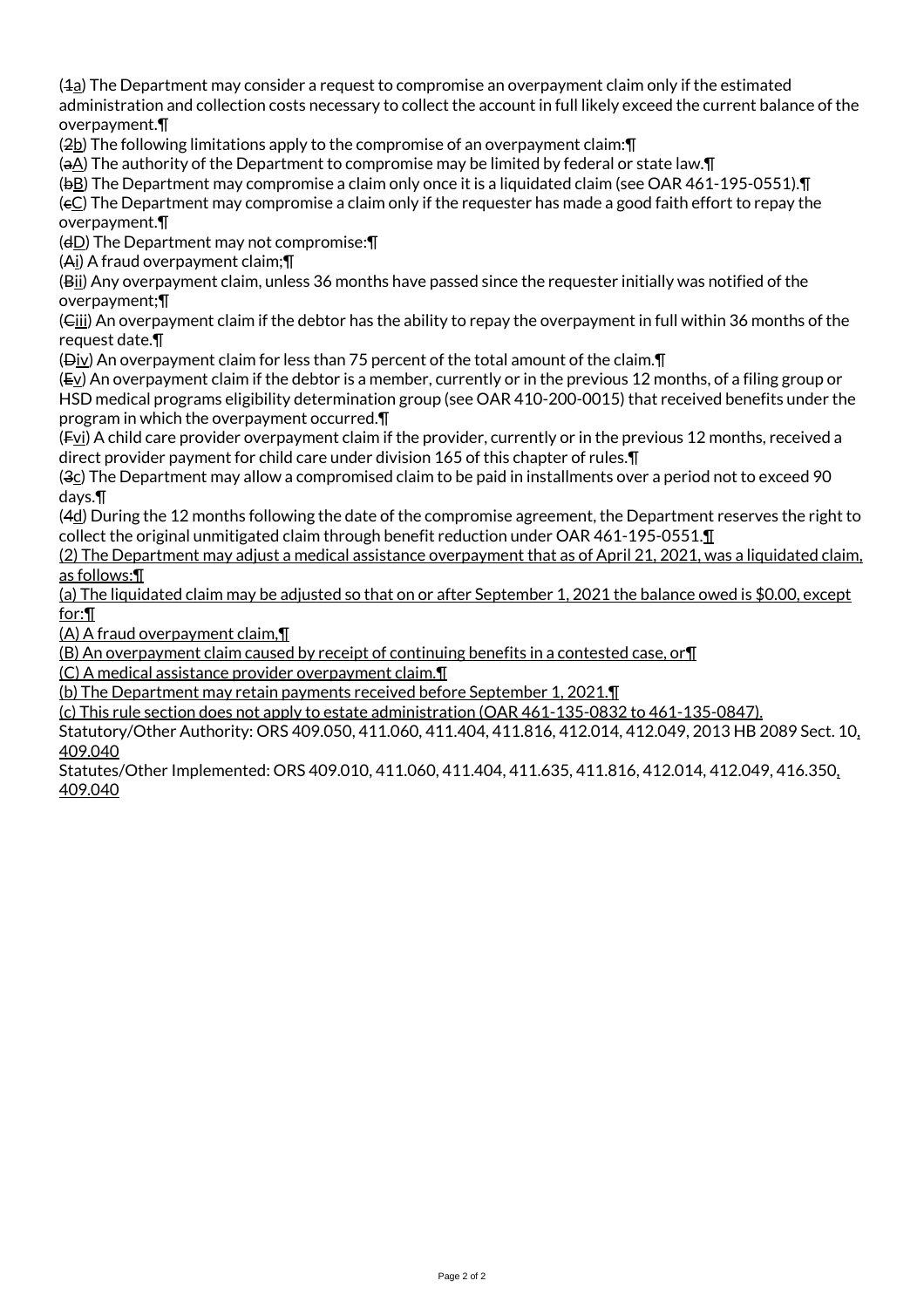(~~1~~<u>a</u>) The Department may consider a request to compromise an overpayment claim only if the estimated administration and collection costs necessary to collect the account in full likely exceed the current balance of the overpayment.¶

(~~2~~<u>b</u>) The following limitations apply to the compromise of an overpayment claim:¶

(~~a~~<u>A</u>) The authority of the Department to compromise may be limited by federal or state law.¶

(~~b~~<u>B</u>) The Department may compromise a claim only once it is a liquidated claim (see OAR 461-195-0551).¶

(~~c~~<u>C</u>) The Department may compromise a claim only if the requester has made a good faith effort to repay the overpayment.¶

(~~d~~<u>D</u>) The Department may not compromise:¶

(~~A~~<u>i</u>) A fraud overpayment claim;¶

(~~B~~<u>ii</u>) Any overpayment claim, unless 36 months have passed since the requester initially was notified of the overpayment;¶

(~~C~~<u>iii</u>) An overpayment claim if the debtor has the ability to repay the overpayment in full within 36 months of the request date.¶

(~~D~~<u>iv</u>) An overpayment claim for less than 75 percent of the total amount of the claim.¶

(~~E~~<u>v</u>) An overpayment claim if the debtor is a member, currently or in the previous 12 months, of a filing group or HSD medical programs eligibility determination group (see OAR 410-200-0015) that received benefits under the program in which the overpayment occurred.¶

(~~F~~<u>vi</u>) A child care provider overpayment claim if the provider, currently or in the previous 12 months, received a direct provider payment for child care under division 165 of this chapter of rules.¶

(~~3~~<u>c</u>) The Department may allow a compromised claim to be paid in installments over a period not to exceed 90 days.¶

(~~4~~<u>d</u>) During the 12 months following the date of the compromise agreement, the Department reserves the right to collect the original unmitigated claim through benefit reduction under OAR 461-195-0551.<u>¶</u>

<u>(2) The Department may adjust a medical assistance overpayment that as of April 21, 2021, was a liquidated claim, as follows:¶</u>

<u>(a) The liquidated claim may be adjusted so that on or after September 1, 2021 the balance owed is $0.00, except for:¶</u>

<u>(A) A fraud overpayment claim,¶</u>

<u>(B) An overpayment claim caused by receipt of continuing benefits in a contested case, or¶</u>

<u>(C) A medical assistance provider overpayment claim.¶</u>

<u>(b) The Department may retain payments received before September 1, 2021.¶</u>

<u>(c) This rule section does not apply to estate administration (OAR 461-135-0832 to 461-135-0847).</u>

Statutory/Other Authority: ORS 409.050, 411.060, 411.404, 411.816, 412.014, 412.049, 2013 HB 2089 Sect. 10<u>, 409.040</u>

Statutes/Other Implemented: ORS 409.010, 411.060, 411.404, 411.635, 411.816, 412.014, 412.049, 416.350<u>, 409.040</u>